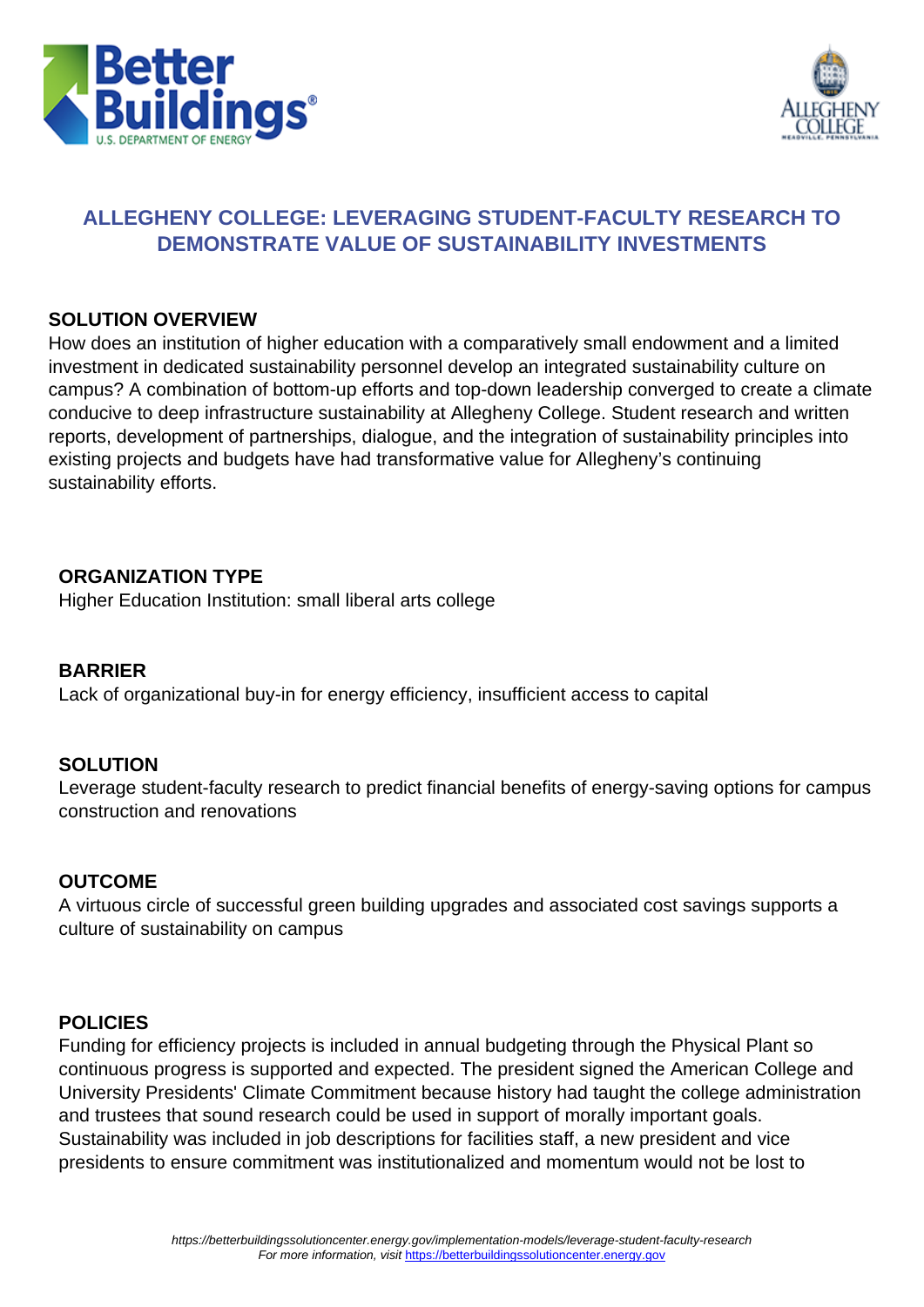# ALLEGHENY COLLEGE: LEVERAGING STUDENT-FACULTY RESEARCH TO DEMONSTRATE VALUE OF SUSTAINABILITY INVESTMENTS

## SOLUTION OVERVIEW

How does an institution of higher education with a comparatively small endowment and a limited investment in dedicated sustainability personnel develop an integrated sustainability culture on campus? A combination of bottom-up efforts and top-down leadership converged to create a climate conducive to deep infrastructure sustainability at Allegheny College. Student research and written reports, development of partnerships, dialogue, and the integration of sustainability principles into existing projects and budgets have had transformative value for Allegheny's continuing sustainability efforts.

## ORGANIZATION TYPE

Higher Education Institution: small liberal arts college

## BARRIER

Lack of organizational buy-in for energy efficiency, insufficient access to capital

## SOLUTION

Leverage student-faculty research to predict financial benefits of energy-saving options for campus construction and renovations

## OUTCOME

A virtuous circle of successful green building upgrades and associated cost savings supports a culture of sustainability on campus

## POLICIES

Funding for efficiency projects is included in annual budgeting through the Physical Plant so continuous progress is supported and expected. The president signed the American College and University Presidents' Climate Commitment because history had taught the college administration and trustees that sound research could be used in support of morally important goals. Sustainability was included in job descriptions for facilities staff, a new president and vice presidents to ensure commitment was institutionalized and momentum would not be lost to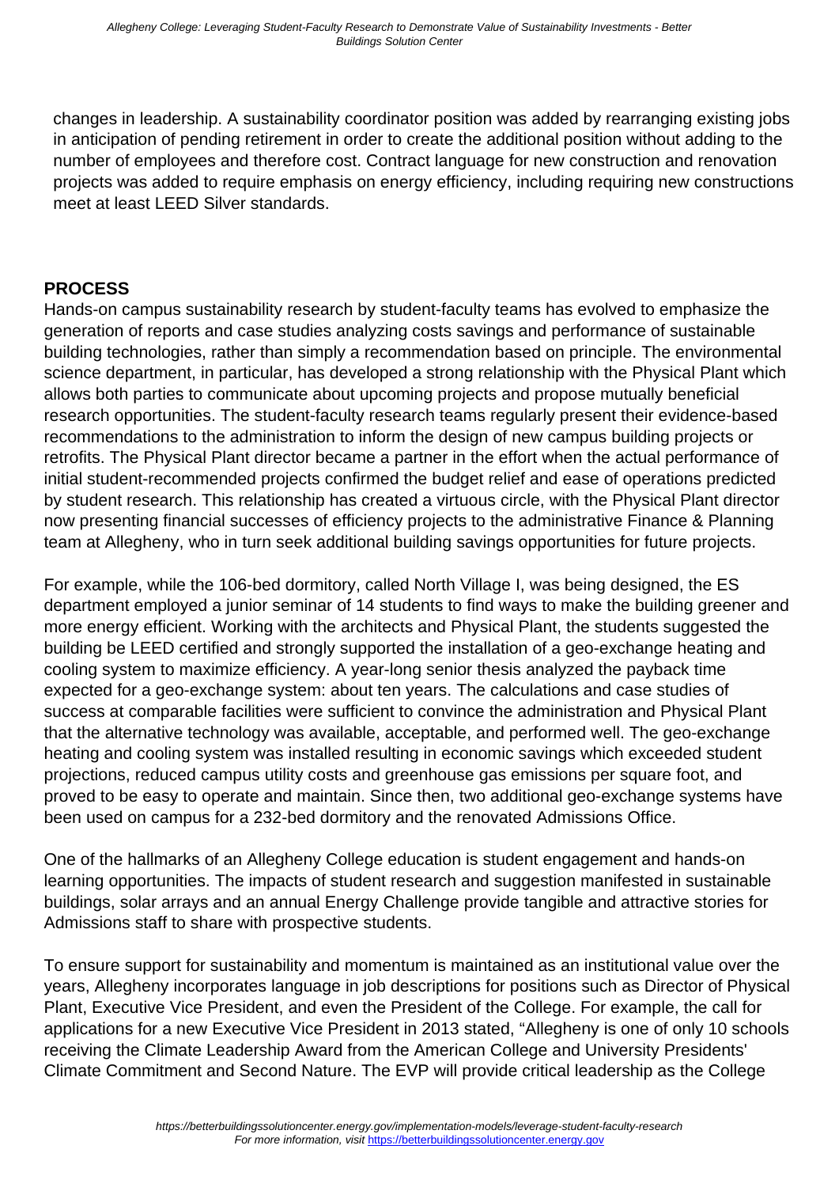changes in leadership. A sustainability coordinator position was added by rearranging existing jobs in anticipation of pending retirement in order to create the additional position without adding to the number of employees and therefore cost. Contract language for new construction and renovation projects was added to require emphasis on energy efficiency, including requiring new constructions meet at least LEED Silver standards.

## PROCESS

Hands-on campus sustainability research by student-faculty teams has evolved to emphasize the generation of reports and case studies analyzing costs savings and performance of sustainable building technologies, rather than simply a recommendation based on principle. The environmental science department, in particular, has developed a strong relationship with the Physical Plant which allows both parties to communicate about upcoming projects and propose mutually beneficial research opportunities. The student-faculty research teams regularly present their evidence-based recommendations to the administration to inform the design of new campus building projects or retrofits. The Physical Plant director became a partner in the effort when the actual performance of initial student-recommended projects confirmed the budget relief and ease of operations predicted by student research. This relationship has created a virtuous circle, with the Physical Plant director now presenting financial successes of efficiency projects to the administrative Finance & Planning team at Allegheny, who in turn seek additional building savings opportunities for future projects.

For example, while the 106-bed dormitory, called North Village I, was being designed, the ES department employed a junior seminar of 14 students to find ways to make the building greener and more energy efficient. Working with the architects and Physical Plant, the students suggested the building be LEED certified and strongly supported the installation of a geo-exchange heating and cooling system to maximize efficiency. A year-long senior thesis analyzed the payback time expected for a geo-exchange system: about ten years. The calculations and case studies of success at comparable facilities were sufficient to convince the administration and Physical Plant that the alternative technology was available, acceptable, and performed well. The geo-exchange heating and cooling system was installed resulting in economic savings which exceeded student projections, reduced campus utility costs and greenhouse gas emissions per square foot, and proved to be easy to operate and maintain. Since then, two additional geo-exchange systems have been used on campus for a 232-bed dormitory and the renovated Admissions Office.

One of the hallmarks of an Allegheny College education is student engagement and hands-on learning opportunities. The impacts of student research and suggestion manifested in sustainable buildings, solar arrays and an annual Energy Challenge provide tangible and attractive stories for Admissions staff to share with prospective students.

To ensure support for sustainability and momentum is maintained as an institutional value over the years, Allegheny incorporates language in job descriptions for positions such as Director of Physical Plant, Executive Vice President, and even the President of the College. For example, the call for applications for a new Executive Vice President in 2013 stated, "Allegheny is one of only 10 schools receiving the Climate Leadership Award from the American College and University Presidents' Climate Commitment and Second Nature. The EVP will provide critical leadership as the College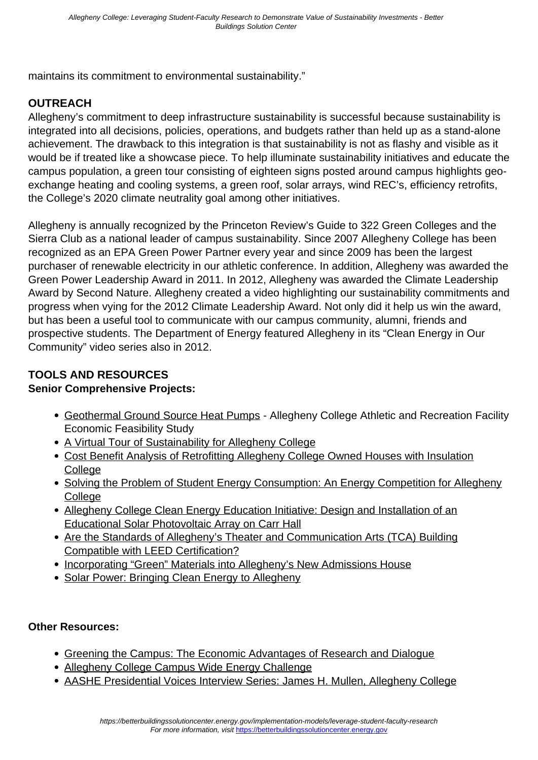maintains its commitment to environmental sustainability."

## OUTREACH

Allegheny's commitment to deep infrastructure sustainability is successful because sustainability is integrated into all decisions, policies, operations, and budgets rather than held up as a stand-alone achievement. The drawback to this integration is that sustainability is not as flashy and visible as it would be if treated like a showcase piece. To help illuminate sustainability initiatives and educate the campus population, a green tour consisting of eighteen signs posted around campus highlights geo-exchange heating and cooling systems, a green roof, solar arrays, wind REC's, efficiency retrofits, the College's 2020 climate neutrality goal among other initiatives.

Allegheny is annually recognized by the Princeton Review's Guide to 322 Green Colleges and the Sierra Club as a national leader of campus sustainability. Since 2007 Allegheny College has been recognized as an EPA Green Power Partner every year and since 2009 has been the largest purchaser of renewable electricity in our athletic conference. In addition, Allegheny was awarded the Green Power Leadership Award in 2011. In 2012, Allegheny was awarded the Climate Leadership Award by Second Nature. Allegheny created a video highlighting our sustainability commitments and progress when vying for the 2012 Climate Leadership Award. Not only did it help us win the award, but has been a useful tool to communicate with our campus community, alumni, friends and prospective students. The Department of Energy featured Allegheny in its "Clean Energy in Our Community" video series also in 2012.

## TOOLS AND RESOURCES

**Senior Comprehensive Projects:**

- Geothermal Ground Source Heat Pumps - Allegheny College Athletic and Recreation Facility Economic Feasibility Study
- A Virtual Tour of Sustainability for Allegheny College
- Cost Benefit Analysis of Retrofitting Allegheny College Owned Houses with Insulation College
- Solving the Problem of Student Energy Consumption: An Energy Competition for Allegheny College
- Allegheny College Clean Energy Education Initiative: Design and Installation of an Educational Solar Photovoltaic Array on Carr Hall
- Are the Standards of Allegheny's Theater and Communication Arts (TCA) Building Compatible with LEED Certification?
- Incorporating "Green" Materials into Allegheny's New Admissions House
- Solar Power: Bringing Clean Energy to Allegheny

**Other Resources:**

- Greening the Campus: The Economic Advantages of Research and Dialogue
- Allegheny College Campus Wide Energy Challenge
- AASHE Presidential Voices Interview Series: James H. Mullen, Allegheny College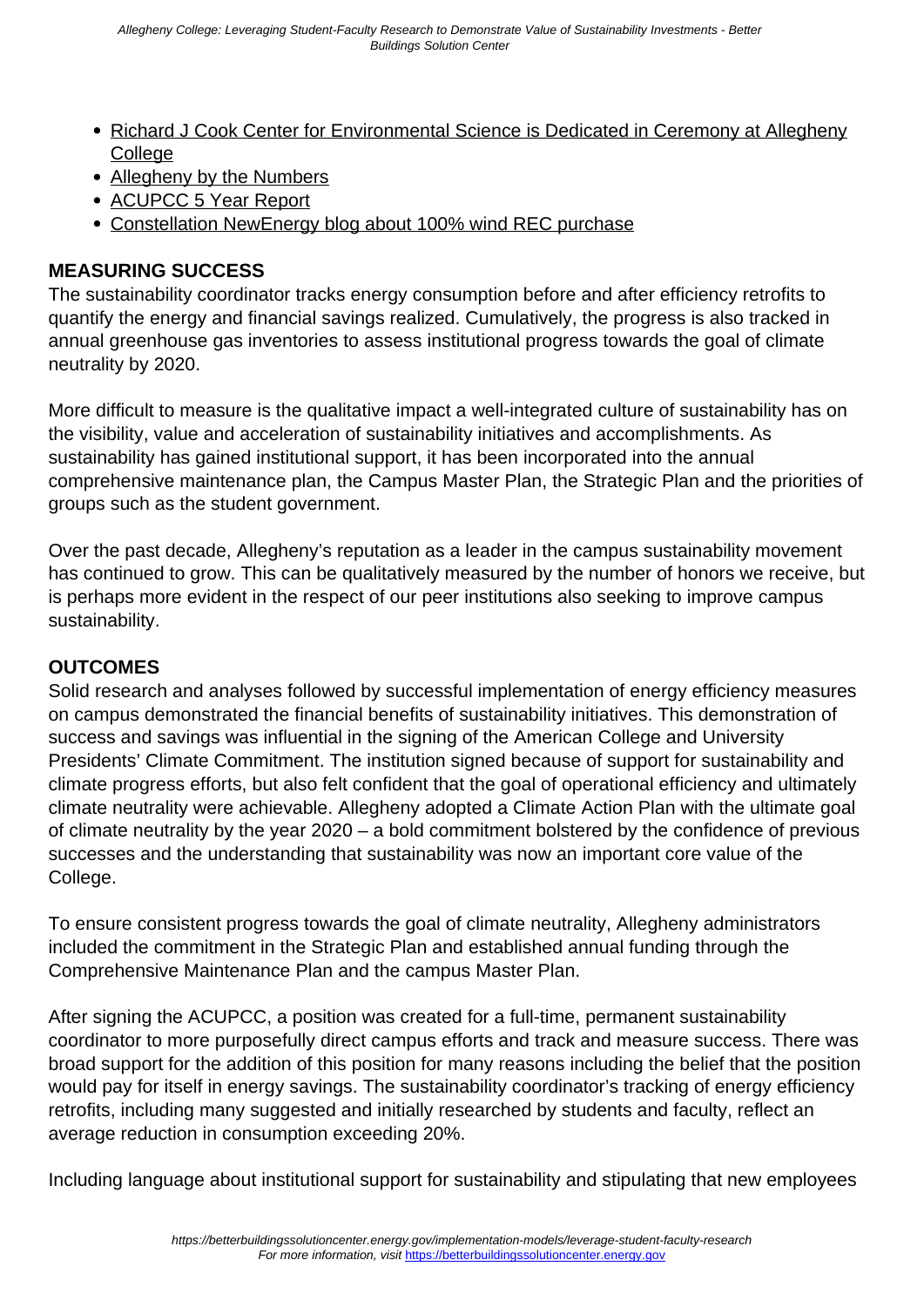- Richard J Cook Center for Environmental Science is Dedicated in Ceremony at Allegheny College
- Allegheny by the Numbers
- ACUPCC 5 Year Report
- Constellation NewEnergy blog about 100% wind REC purchase

## MEASURING SUCCESS

The sustainability coordinator tracks energy consumption before and after efficiency retrofits to quantify the energy and financial savings realized. Cumulatively, the progress is also tracked in annual greenhouse gas inventories to assess institutional progress towards the goal of climate neutrality by 2020.

More difficult to measure is the qualitative impact a well-integrated culture of sustainability has on the visibility, value and acceleration of sustainability initiatives and accomplishments. As sustainability has gained institutional support, it has been incorporated into the annual comprehensive maintenance plan, the Campus Master Plan, the Strategic Plan and the priorities of groups such as the student government.

Over the past decade, Allegheny's reputation as a leader in the campus sustainability movement has continued to grow. This can be qualitatively measured by the number of honors we receive, but is perhaps more evident in the respect of our peer institutions also seeking to improve campus sustainability.

## OUTCOMES

Solid research and analyses followed by successful implementation of energy efficiency measures on campus demonstrated the financial benefits of sustainability initiatives. This demonstration of success and savings was influential in the signing of the American College and University Presidents' Climate Commitment. The institution signed because of support for sustainability and climate progress efforts, but also felt confident that the goal of operational efficiency and ultimately climate neutrality were achievable. Allegheny adopted a Climate Action Plan with the ultimate goal of climate neutrality by the year 2020 – a bold commitment bolstered by the confidence of previous successes and the understanding that sustainability was now an important core value of the College.

To ensure consistent progress towards the goal of climate neutrality, Allegheny administrators included the commitment in the Strategic Plan and established annual funding through the Comprehensive Maintenance Plan and the campus Master Plan.

After signing the ACUPCC, a position was created for a full-time, permanent sustainability coordinator to more purposefully direct campus efforts and track and measure success. There was broad support for the addition of this position for many reasons including the belief that the position would pay for itself in energy savings. The sustainability coordinator's tracking of energy efficiency retrofits, including many suggested and initially researched by students and faculty, reflect an average reduction in consumption exceeding 20%.

Including language about institutional support for sustainability and stipulating that new employees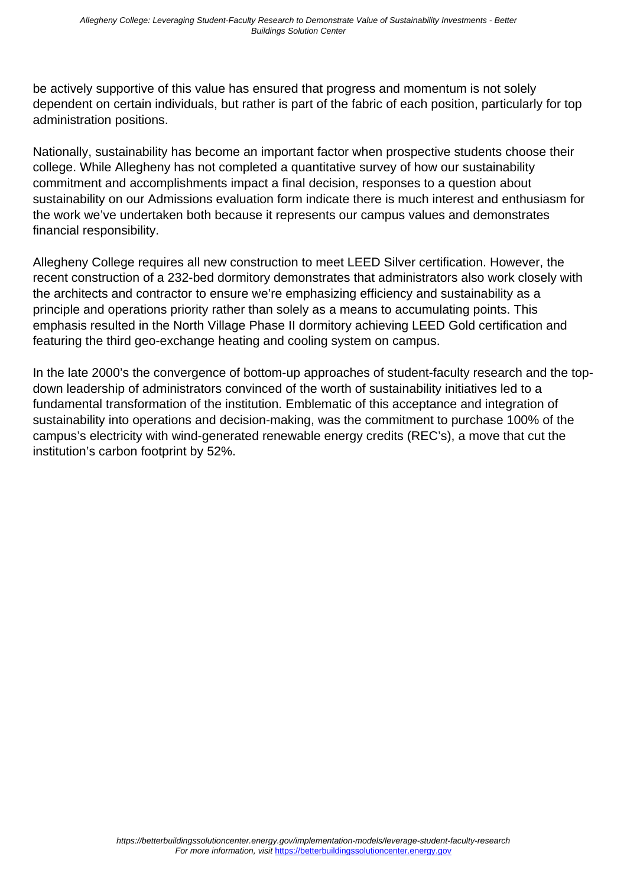be actively supportive of this value has ensured that progress and momentum is not solely dependent on certain individuals, but rather is part of the fabric of each position, particularly for top administration positions.

Nationally, sustainability has become an important factor when prospective students choose their college. While Allegheny has not completed a quantitative survey of how our sustainability commitment and accomplishments impact a final decision, responses to a question about sustainability on our Admissions evaluation form indicate there is much interest and enthusiasm for the work we've undertaken both because it represents our campus values and demonstrates financial responsibility.

Allegheny College requires all new construction to meet LEED Silver certification. However, the recent construction of a 232-bed dormitory demonstrates that administrators also work closely with the architects and contractor to ensure we're emphasizing efficiency and sustainability as a principle and operations priority rather than solely as a means to accumulating points. This emphasis resulted in the North Village Phase II dormitory achieving LEED Gold certification and featuring the third geo-exchange heating and cooling system on campus.

In the late 2000's the convergence of bottom-up approaches of student-faculty research and the top-down leadership of administrators convinced of the worth of sustainability initiatives led to a fundamental transformation of the institution. Emblematic of this acceptance and integration of sustainability into operations and decision-making, was the commitment to purchase 100% of the campus's electricity with wind-generated renewable energy credits (REC's), a move that cut the institution's carbon footprint by 52%.